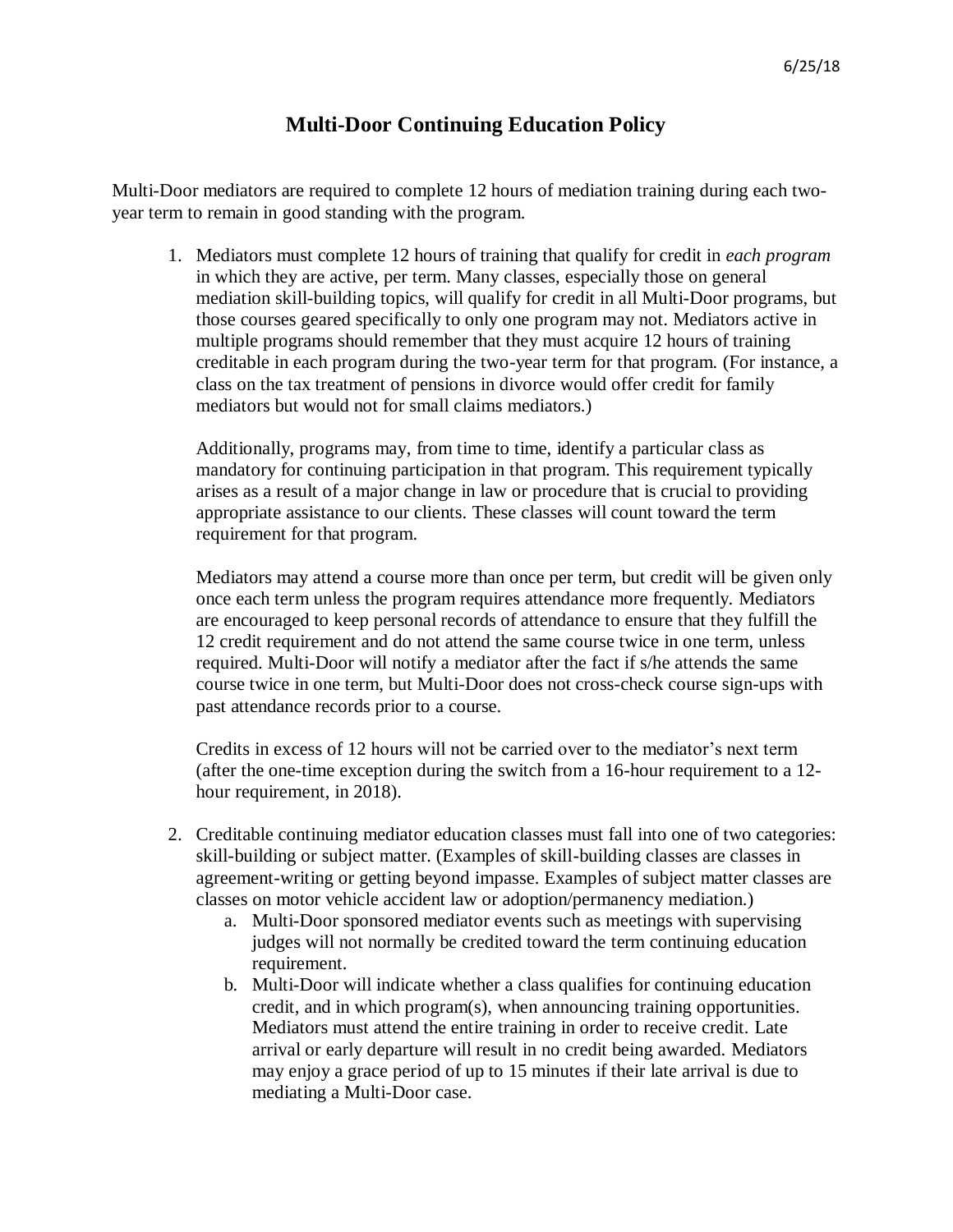6/25/18

# Multi-Door Continuing Education Policy

Multi-Door mediators are required to complete 12 hours of mediation training during each two-year term to remain in good standing with the program.

1. Mediators must complete 12 hours of training that qualify for credit in *each program* in which they are active, per term. Many classes, especially those on general mediation skill-building topics, will qualify for credit in all Multi-Door programs, but those courses geared specifically to only one program may not. Mediators active in multiple programs should remember that they must acquire 12 hours of training creditable in each program during the two-year term for that program. (For instance, a class on the tax treatment of pensions in divorce would offer credit for family mediators but would not for small claims mediators.)

   Additionally, programs may, from time to time, identify a particular class as mandatory for continuing participation in that program. This requirement typically arises as a result of a major change in law or procedure that is crucial to providing appropriate assistance to our clients. These classes will count toward the term requirement for that program.

   Mediators may attend a course more than once per term, but credit will be given only once each term unless the program requires attendance more frequently. Mediators are encouraged to keep personal records of attendance to ensure that they fulfill the 12 credit requirement and do not attend the same course twice in one term, unless required. Multi-Door will notify a mediator after the fact if s/he attends the same course twice in one term, but Multi-Door does not cross-check course sign-ups with past attendance records prior to a course.

   Credits in excess of 12 hours will not be carried over to the mediator's next term (after the one-time exception during the switch from a 16-hour requirement to a 12-hour requirement, in 2018).

2. Creditable continuing mediator education classes must fall into one of two categories: skill-building or subject matter. (Examples of skill-building classes are classes in agreement-writing or getting beyond impasse. Examples of subject matter classes are classes on motor vehicle accident law or adoption/permanency mediation.)
   a. Multi-Door sponsored mediator events such as meetings with supervising judges will not normally be credited toward the term continuing education requirement.
   b. Multi-Door will indicate whether a class qualifies for continuing education credit, and in which program(s), when announcing training opportunities. Mediators must attend the entire training in order to receive credit. Late arrival or early departure will result in no credit being awarded. Mediators may enjoy a grace period of up to 15 minutes if their late arrival is due to mediating a Multi-Door case.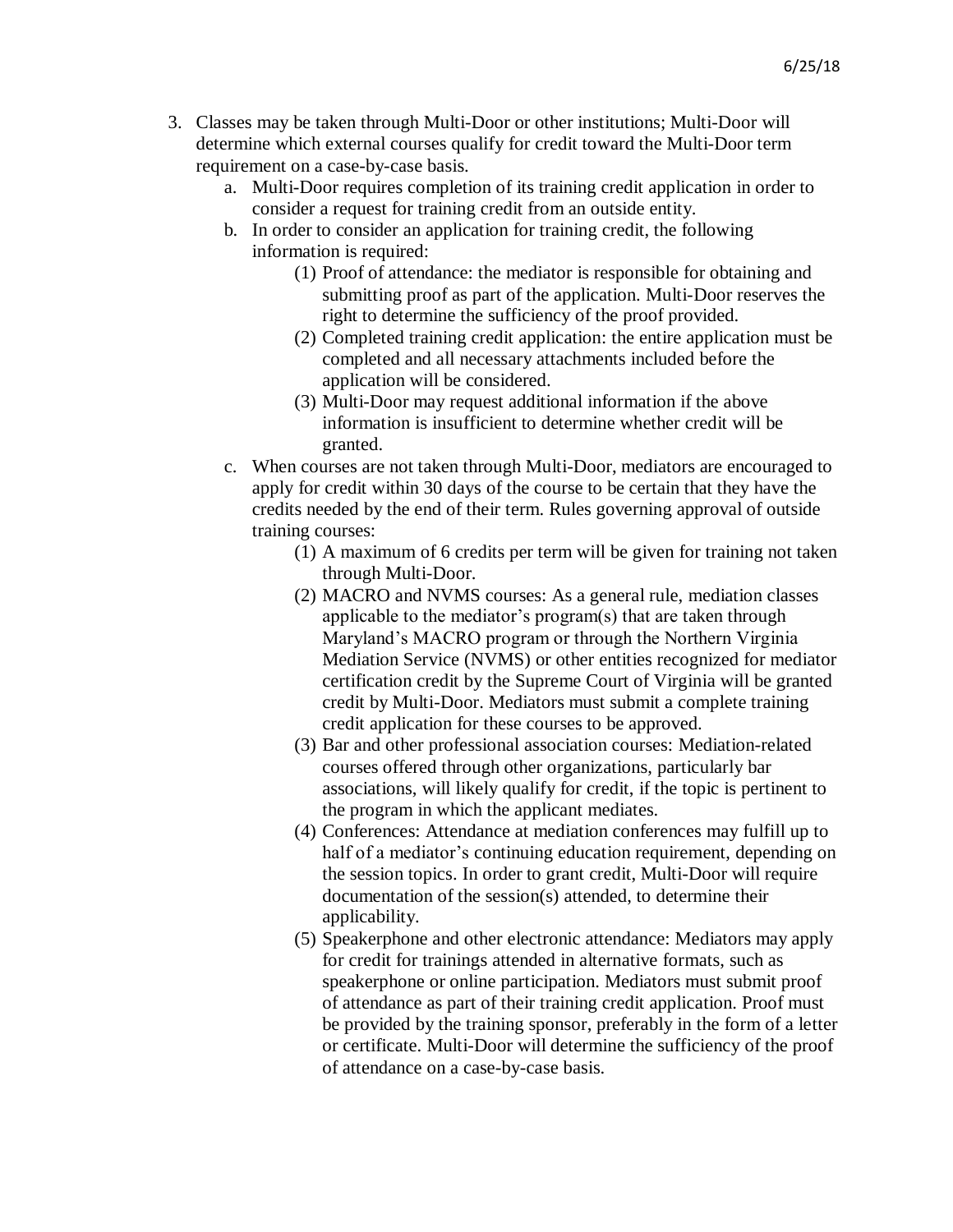3. Classes may be taken through Multi-Door or other institutions; Multi-Door will determine which external courses qualify for credit toward the Multi-Door term requirement on a case-by-case basis.
   a. Multi-Door requires completion of its training credit application in order to consider a request for training credit from an outside entity.
   b. In order to consider an application for training credit, the following information is required:
      (1) Proof of attendance: the mediator is responsible for obtaining and submitting proof as part of the application. Multi-Door reserves the right to determine the sufficiency of the proof provided.
      (2) Completed training credit application: the entire application must be completed and all necessary attachments included before the application will be considered.
      (3) Multi-Door may request additional information if the above information is insufficient to determine whether credit will be granted.
   c. When courses are not taken through Multi-Door, mediators are encouraged to apply for credit within 30 days of the course to be certain that they have the credits needed by the end of their term. Rules governing approval of outside training courses:
      (1) A maximum of 6 credits per term will be given for training not taken through Multi-Door.
      (2) MACRO and NVMS courses: As a general rule, mediation classes applicable to the mediator's program(s) that are taken through Maryland's MACRO program or through the Northern Virginia Mediation Service (NVMS) or other entities recognized for mediator certification credit by the Supreme Court of Virginia will be granted credit by Multi-Door. Mediators must submit a complete training credit application for these courses to be approved.
      (3) Bar and other professional association courses: Mediation-related courses offered through other organizations, particularly bar associations, will likely qualify for credit, if the topic is pertinent to the program in which the applicant mediates.
      (4) Conferences: Attendance at mediation conferences may fulfill up to half of a mediator's continuing education requirement, depending on the session topics. In order to grant credit, Multi-Door will require documentation of the session(s) attended, to determine their applicability.
      (5) Speakerphone and other electronic attendance: Mediators may apply for credit for trainings attended in alternative formats, such as speakerphone or online participation. Mediators must submit proof of attendance as part of their training credit application. Proof must be provided by the training sponsor, preferably in the form of a letter or certificate. Multi-Door will determine the sufficiency of the proof of attendance on a case-by-case basis.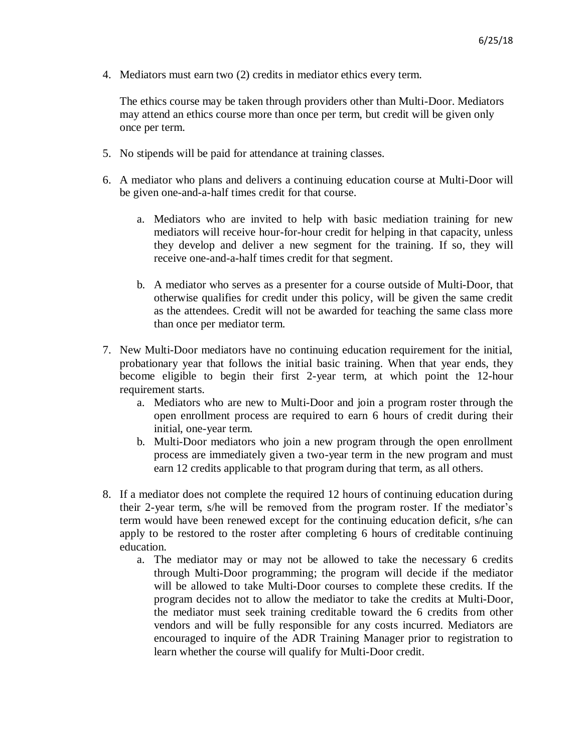4. Mediators must earn two (2) credits in mediator ethics every term.

   The ethics course may be taken through providers other than Multi-Door. Mediators may attend an ethics course more than once per term, but credit will be given only once per term.

5. No stipends will be paid for attendance at training classes.

6. A mediator who plans and delivers a continuing education course at Multi-Door will be given one-and-a-half times credit for that course.

   a. Mediators who are invited to help with basic mediation training for new mediators will receive hour-for-hour credit for helping in that capacity, unless they develop and deliver a new segment for the training. If so, they will receive one-and-a-half times credit for that segment.

   b. A mediator who serves as a presenter for a course outside of Multi-Door, that otherwise qualifies for credit under this policy, will be given the same credit as the attendees. Credit will not be awarded for teaching the same class more than once per mediator term.

7. New Multi-Door mediators have no continuing education requirement for the initial, probationary year that follows the initial basic training. When that year ends, they become eligible to begin their first 2-year term, at which point the 12-hour requirement starts.
   a. Mediators who are new to Multi-Door and join a program roster through the open enrollment process are required to earn 6 hours of credit during their initial, one-year term.
   b. Multi-Door mediators who join a new program through the open enrollment process are immediately given a two-year term in the new program and must earn 12 credits applicable to that program during that term, as all others.

8. If a mediator does not complete the required 12 hours of continuing education during their 2-year term, s/he will be removed from the program roster. If the mediator's term would have been renewed except for the continuing education deficit, s/he can apply to be restored to the roster after completing 6 hours of creditable continuing education.
   a. The mediator may or may not be allowed to take the necessary 6 credits through Multi-Door programming; the program will decide if the mediator will be allowed to take Multi-Door courses to complete these credits. If the program decides not to allow the mediator to take the credits at Multi-Door, the mediator must seek training creditable toward the 6 credits from other vendors and will be fully responsible for any costs incurred. Mediators are encouraged to inquire of the ADR Training Manager prior to registration to learn whether the course will qualify for Multi-Door credit.